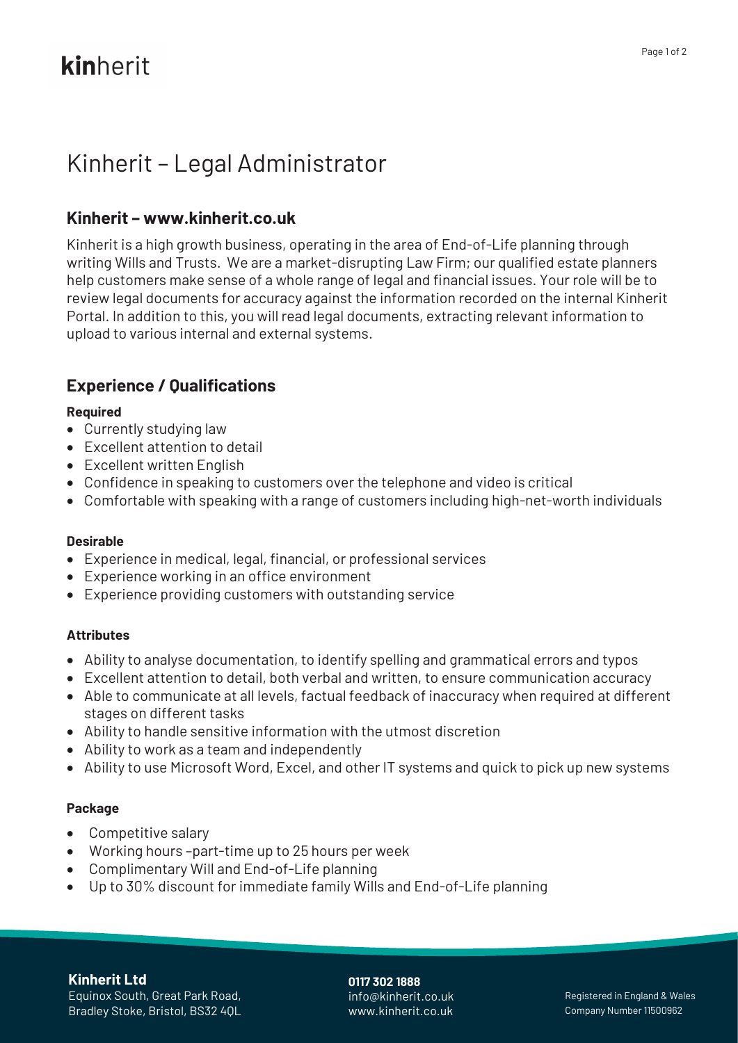kinherit

# Kinherit – Legal Administrator

## Kinherit – www.kinherit.co.uk

Kinherit is a high growth business, operating in the area of End-of-Life planning through writing Wills and Trusts. We are a market-disrupting Law Firm; our qualified estate planners help customers make sense of a whole range of legal and financial issues. Your role will be to review legal documents for accuracy against the information recorded on the internal Kinherit Portal. In addition to this, you will read legal documents, extracting relevant information to upload to various internal and external systems.

## Experience / Qualifications

**Required**

- Currently studying law
- Excellent attention to detail
- Excellent written English
- Confidence in speaking to customers over the telephone and video is critical
- Comfortable with speaking with a range of customers including high-net-worth individuals

**Desirable**

- Experience in medical, legal, financial, or professional services
- Experience working in an office environment
- Experience providing customers with outstanding service

**Attributes**

- Ability to analyse documentation, to identify spelling and grammatical errors and typos
- Excellent attention to detail, both verbal and written, to ensure communication accuracy
- Able to communicate at all levels, factual feedback of inaccuracy when required at different stages on different tasks
- Ability to handle sensitive information with the utmost discretion
- Ability to work as a team and independently
- Ability to use Microsoft Word, Excel, and other IT systems and quick to pick up new systems

**Package**

- Competitive salary
- Working hours –part-time up to 25 hours per week
- Complimentary Will and End-of-Life planning
- Up to 30% discount for immediate family Wills and End-of-Life planning

**Kinherit Ltd**
Equinox South, Great Park Road,
Bradley Stoke, Bristol, BS32 4QL

**0117 302 1888**
info@kinherit.co.uk
www.kinherit.co.uk

Registered in England & Wales
Company Number 11500962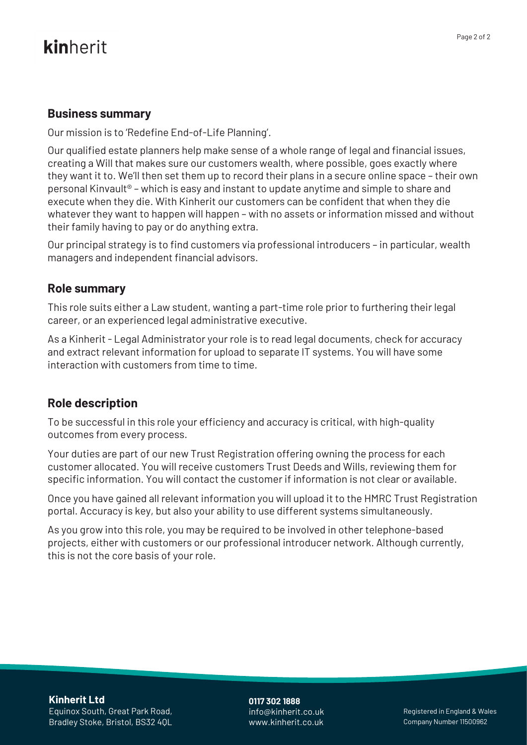## Business summary

Our mission is to 'Redefine End-of-Life Planning'.

Our qualified estate planners help make sense of a whole range of legal and financial issues, creating a Will that makes sure our customers wealth, where possible, goes exactly where they want it to. We'll then set them up to record their plans in a secure online space – their own personal Kinvault® – which is easy and instant to update anytime and simple to share and execute when they die. With Kinherit our customers can be confident that when they die whatever they want to happen will happen – with no assets or information missed and without their family having to pay or do anything extra.

Our principal strategy is to find customers via professional introducers – in particular, wealth managers and independent financial advisors.

## Role summary

This role suits either a Law student, wanting a part-time role prior to furthering their legal career, or an experienced legal administrative executive.

As a Kinherit - Legal Administrator your role is to read legal documents, check for accuracy and extract relevant information for upload to separate IT systems. You will have some interaction with customers from time to time.

## Role description

To be successful in this role your efficiency and accuracy is critical, with high-quality outcomes from every process.

Your duties are part of our new Trust Registration offering owning the process for each customer allocated. You will receive customers Trust Deeds and Wills, reviewing them for specific information. You will contact the customer if information is not clear or available.

Once you have gained all relevant information you will upload it to the HMRC Trust Registration portal. Accuracy is key, but also your ability to use different systems simultaneously.

As you grow into this role, you may be required to be involved in other telephone-based projects, either with customers or our professional introducer network. Although currently, this is not the core basis of your role.